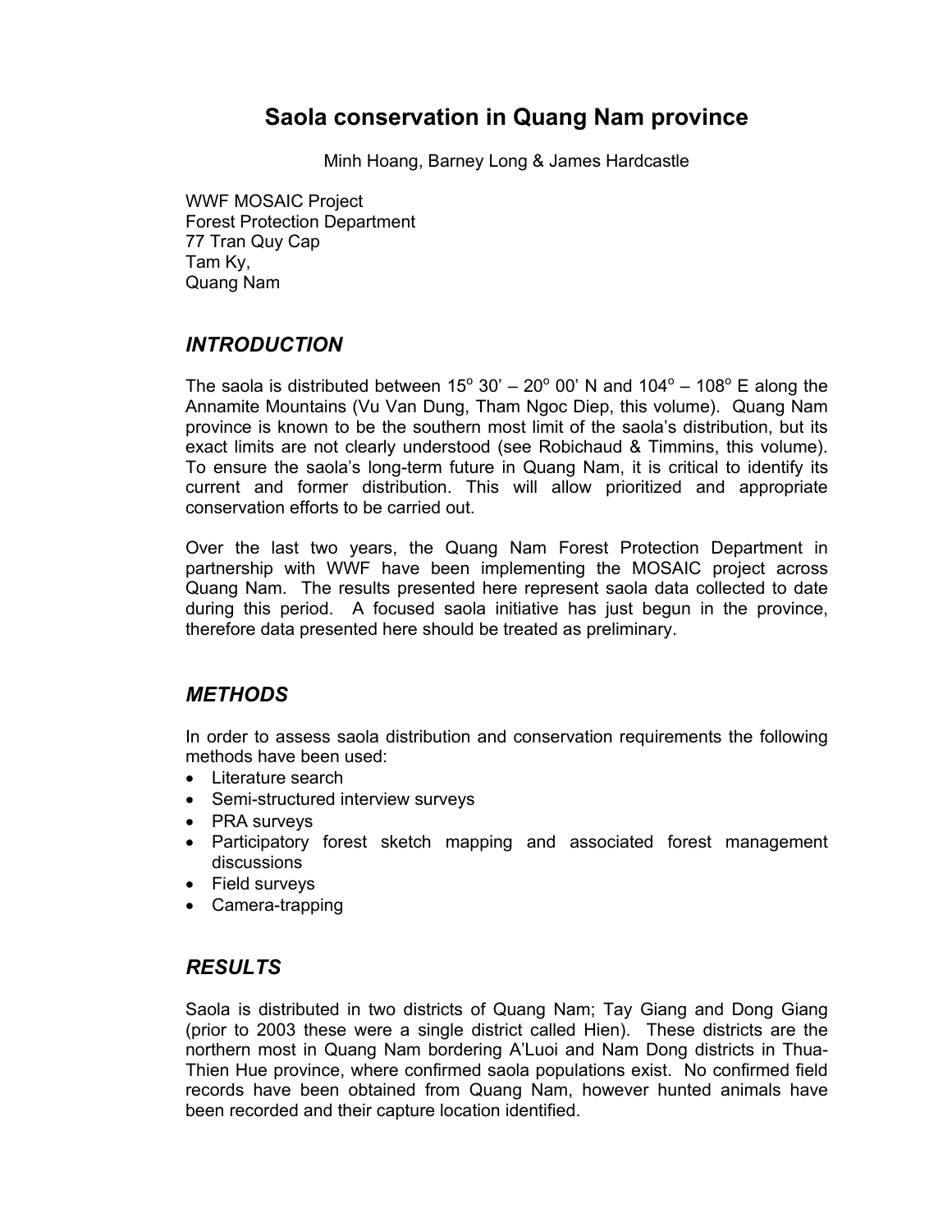# Saola conservation in Quang Nam province

Minh Hoang, Barney Long & James Hardcastle

WWF MOSAIC Project
Forest Protection Department
77 Tran Quy Cap
Tam Ky,
Quang Nam

## *INTRODUCTION*

The saola is distributed between $15^{o}$ 30' – $20^{o}$ 00' N and $104^{o}$ – $108^{o}$ E along the Annamite Mountains (Vu Van Dung, Tham Ngoc Diep, this volume). Quang Nam province is known to be the southern most limit of the saola's distribution, but its exact limits are not clearly understood (see Robichaud & Timmins, this volume). To ensure the saola's long-term future in Quang Nam, it is critical to identify its current and former distribution. This will allow prioritized and appropriate conservation efforts to be carried out.

Over the last two years, the Quang Nam Forest Protection Department in partnership with WWF have been implementing the MOSAIC project across Quang Nam. The results presented here represent saola data collected to date during this period. A focused saola initiative has just begun in the province, therefore data presented here should be treated as preliminary.

## *METHODS*

In order to assess saola distribution and conservation requirements the following methods have been used:

- Literature search
- Semi-structured interview surveys
- PRA surveys
- Participatory forest sketch mapping and associated forest management discussions
- Field surveys
- Camera-trapping

## *RESULTS*

Saola is distributed in two districts of Quang Nam; Tay Giang and Dong Giang (prior to 2003 these were a single district called Hien). These districts are the northern most in Quang Nam bordering A'Luoi and Nam Dong districts in Thua-Thien Hue province, where confirmed saola populations exist. No confirmed field records have been obtained from Quang Nam, however hunted animals have been recorded and their capture location identified.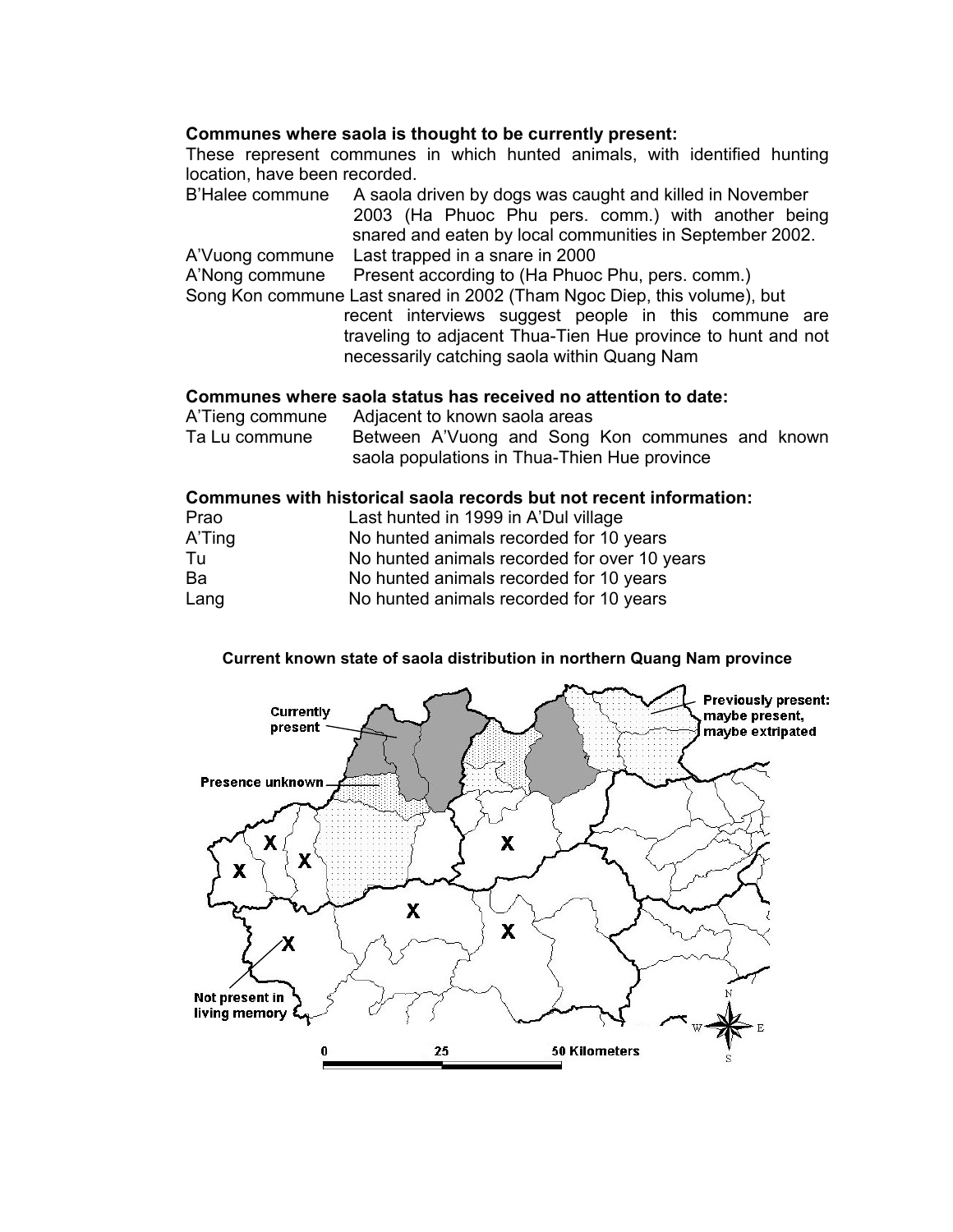**Communes where saola is thought to be currently present:**

These represent communes in which hunted animals, with identified hunting location, have been recorded.

| | |
|---|---|
| B'Halee commune | A saola driven by dogs was caught and killed in November 2003 (Ha Phuoc Phu pers. comm.) with another being snared and eaten by local communities in September 2002. |
| A'Vuong commune | Last trapped in a snare in 2000 |
| A'Nong commune | Present according to (Ha Phuoc Phu, pers. comm.) |
| Song Kon commune | Last snared in 2002 (Tham Ngoc Diep, this volume), but recent interviews suggest people in this commune are traveling to adjacent Thua-Tien Hue province to hunt and not necessarily catching saola within Quang Nam |

**Communes where saola status has received no attention to date:**

| | |
|---|---|
| A'Tieng commune | Adjacent to known saola areas |
| Ta Lu commune | Between A'Vuong and Song Kon communes and known saola populations in Thua-Thien Hue province |

**Communes with historical saola records but not recent information:**

| | |
|---|---|
| Prao | Last hunted in 1999 in A'Dul village |
| A'Ting | No hunted animals recorded for 10 years |
| Tu | No hunted animals recorded for over 10 years |
| Ba | No hunted animals recorded for 10 years |
| Lang | No hunted animals recorded for 10 years |

**Current known state of saola distribution in northern Quang Nam province**

Currently present

Presence unknown

Previously present: maybe present, maybe extripated

Not present in living memory

0 25 50 Kilometers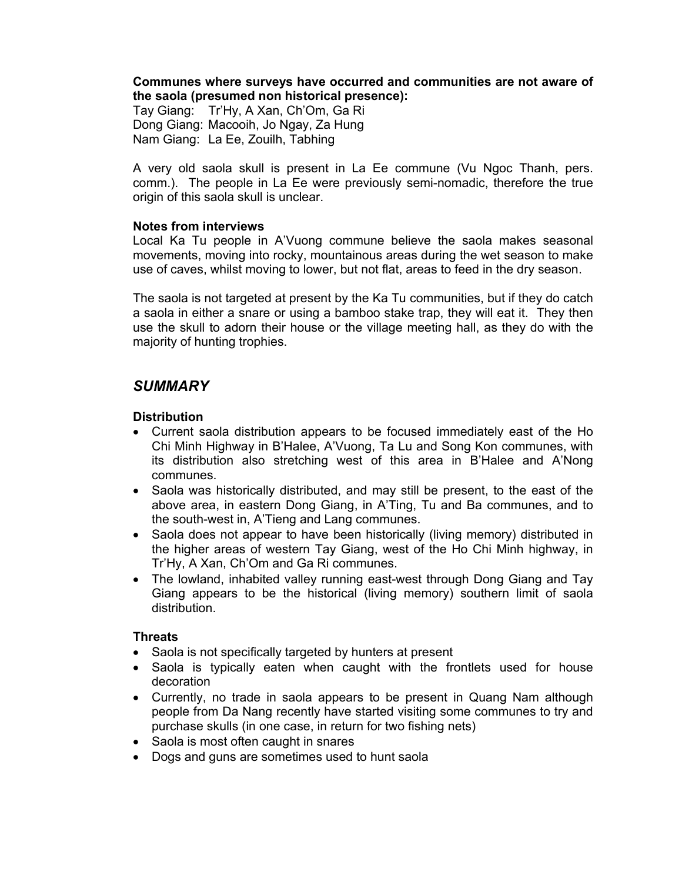**Communes where surveys have occurred and communities are not aware of the saola (presumed non historical presence):**

Tay Giang: Tr'Hy, A Xan, Ch'Om, Ga Ri
Dong Giang: Macooih, Jo Ngay, Za Hung
Nam Giang: La Ee, Zouilh, Tabhing

A very old saola skull is present in La Ee commune (Vu Ngoc Thanh, pers. comm.). The people in La Ee were previously semi-nomadic, therefore the true origin of this saola skull is unclear.

**Notes from interviews**

Local Ka Tu people in A'Vuong commune believe the saola makes seasonal movements, moving into rocky, mountainous areas during the wet season to make use of caves, whilst moving to lower, but not flat, areas to feed in the dry season.

The saola is not targeted at present by the Ka Tu communities, but if they do catch a saola in either a snare or using a bamboo stake trap, they will eat it. They then use the skull to adorn their house or the village meeting hall, as they do with the majority of hunting trophies.

## *SUMMARY*

**Distribution**

- Current saola distribution appears to be focused immediately east of the Ho Chi Minh Highway in B'Halee, A'Vuong, Ta Lu and Song Kon communes, with its distribution also stretching west of this area in B'Halee and A'Nong communes.
- Saola was historically distributed, and may still be present, to the east of the above area, in eastern Dong Giang, in A'Ting, Tu and Ba communes, and to the south-west in, A'Tieng and Lang communes.
- Saola does not appear to have been historically (living memory) distributed in the higher areas of western Tay Giang, west of the Ho Chi Minh highway, in Tr'Hy, A Xan, Ch'Om and Ga Ri communes.
- The lowland, inhabited valley running east-west through Dong Giang and Tay Giang appears to be the historical (living memory) southern limit of saola distribution.

**Threats**

- Saola is not specifically targeted by hunters at present
- Saola is typically eaten when caught with the frontlets used for house decoration
- Currently, no trade in saola appears to be present in Quang Nam although people from Da Nang recently have started visiting some communes to try and purchase skulls (in one case, in return for two fishing nets)
- Saola is most often caught in snares
- Dogs and guns are sometimes used to hunt saola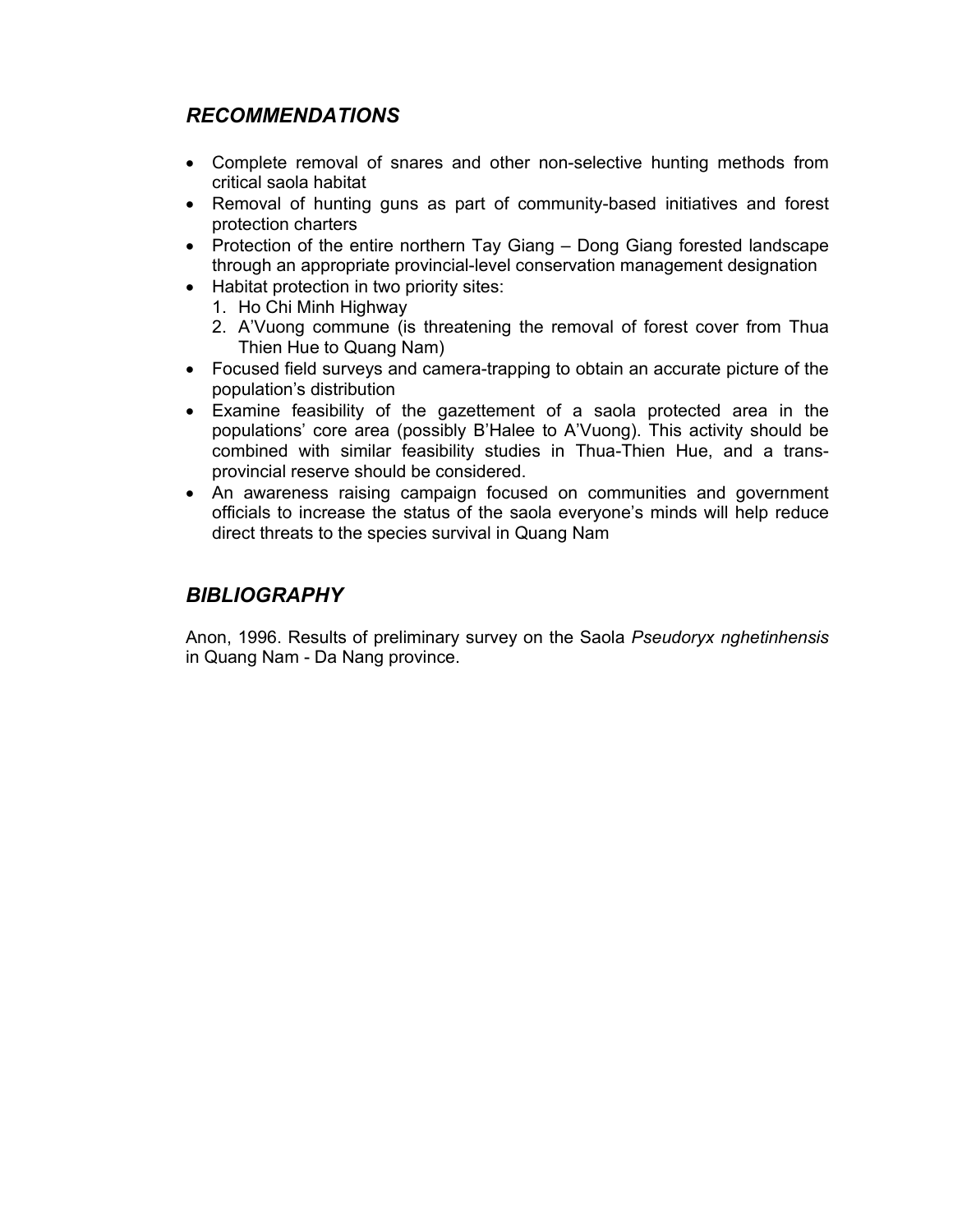## *RECOMMENDATIONS*

- Complete removal of snares and other non-selective hunting methods from critical saola habitat
- Removal of hunting guns as part of community-based initiatives and forest protection charters
- Protection of the entire northern Tay Giang – Dong Giang forested landscape through an appropriate provincial-level conservation management designation
- Habitat protection in two priority sites:
  1. Ho Chi Minh Highway
  2. A'Vuong commune (is threatening the removal of forest cover from Thua Thien Hue to Quang Nam)
- Focused field surveys and camera-trapping to obtain an accurate picture of the population's distribution
- Examine feasibility of the gazettement of a saola protected area in the populations' core area (possibly B'Halee to A'Vuong). This activity should be combined with similar feasibility studies in Thua-Thien Hue, and a trans-provincial reserve should be considered.
- An awareness raising campaign focused on communities and government officials to increase the status of the saola everyone's minds will help reduce direct threats to the species survival in Quang Nam

## *BIBLIOGRAPHY*

Anon, 1996. Results of preliminary survey on the Saola *Pseudoryx nghetinhensis* in Quang Nam - Da Nang province.